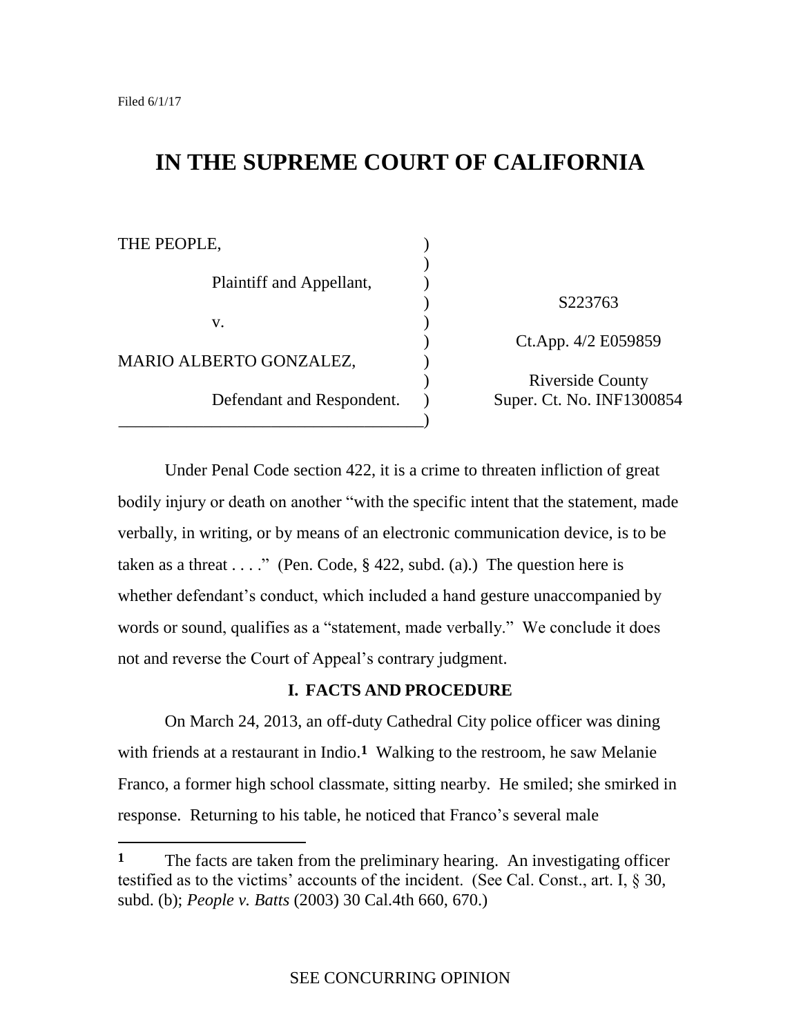Filed 6/1/17

# IN THE SUPREME COURT OF CALIFORNIA

| | | |
|---|---|---|
| THE PEOPLE, | ) | |
| Plaintiff and Appellant, | ) | S223763 |
| v. | ) | Ct.App. 4/2 E059859 |
| MARIO ALBERTO GONZALEZ, | ) | Riverside County |
| Defendant and Respondent. | ) | Super. Ct. No. INF1300854 |

Under Penal Code section 422, it is a crime to threaten infliction of great bodily injury or death on another "with the specific intent that the statement, made verbally, in writing, or by means of an electronic communication device, is to be taken as a threat . . . ." (Pen. Code, § 422, subd. (a).) The question here is whether defendant's conduct, which included a hand gesture unaccompanied by words or sound, qualifies as a "statement, made verbally." We conclude it does not and reverse the Court of Appeal's contrary judgment.

## I. FACTS AND PROCEDURE

On March 24, 2013, an off-duty Cathedral City police officer was dining with friends at a restaurant in Indio.[1] Walking to the restroom, he saw Melanie Franco, a former high school classmate, sitting nearby. He smiled; she smirked in response. Returning to his table, he noticed that Franco's several male

---

[1] The facts are taken from the preliminary hearing. An investigating officer testified as to the victims' accounts of the incident. (See Cal. Const., art. I, § 30, subd. (b); *People v. Batts* (2003) 30 Cal.4th 660, 670.)

SEE CONCURRING OPINION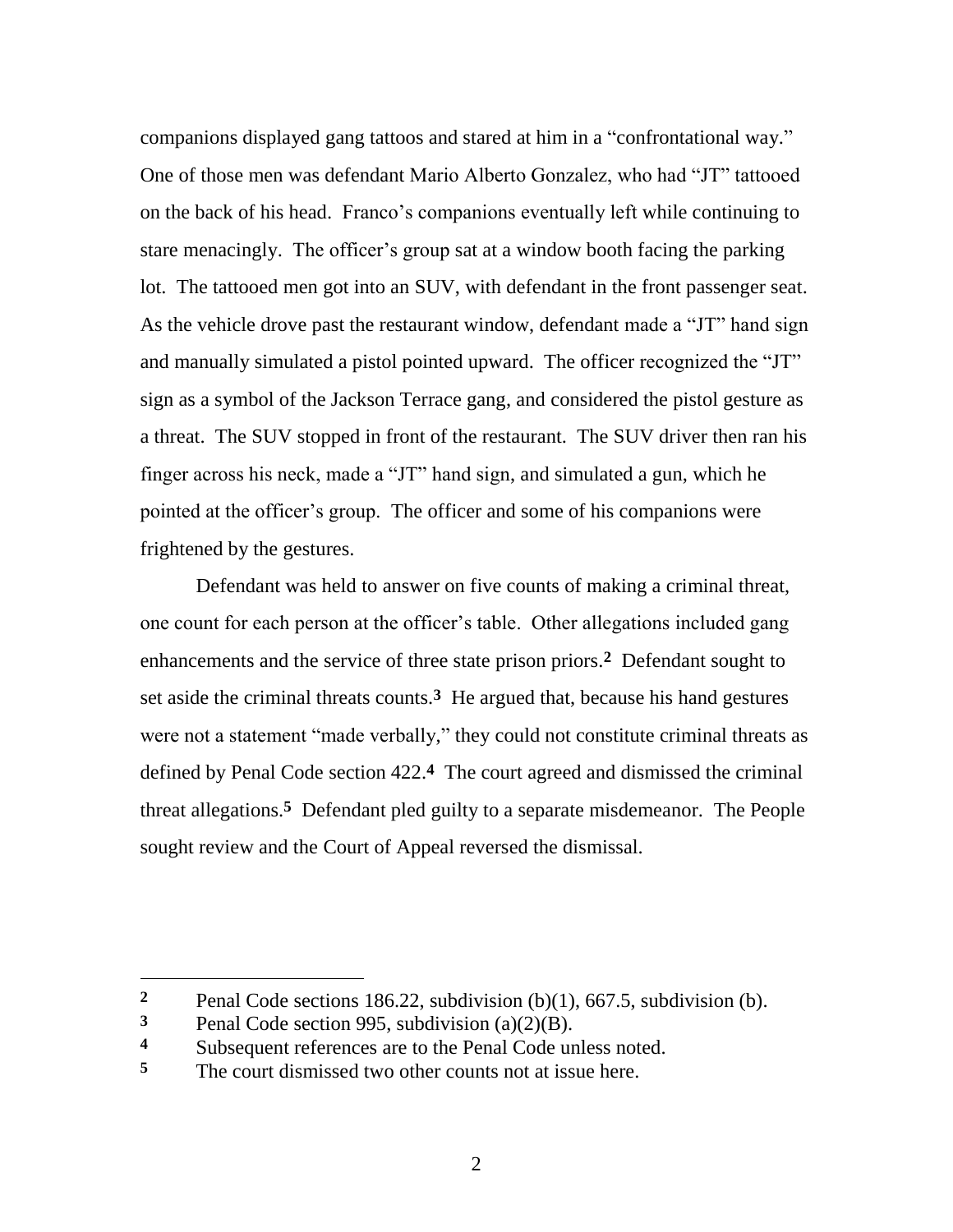companions displayed gang tattoos and stared at him in a "confrontational way." One of those men was defendant Mario Alberto Gonzalez, who had "JT" tattooed on the back of his head. Franco's companions eventually left while continuing to stare menacingly. The officer's group sat at a window booth facing the parking lot. The tattooed men got into an SUV, with defendant in the front passenger seat. As the vehicle drove past the restaurant window, defendant made a "JT" hand sign and manually simulated a pistol pointed upward. The officer recognized the "JT" sign as a symbol of the Jackson Terrace gang, and considered the pistol gesture as a threat. The SUV stopped in front of the restaurant. The SUV driver then ran his finger across his neck, made a "JT" hand sign, and simulated a gun, which he pointed at the officer's group. The officer and some of his companions were frightened by the gestures.

Defendant was held to answer on five counts of making a criminal threat, one count for each person at the officer's table. Other allegations included gang enhancements and the service of three state prison priors.[2] Defendant sought to set aside the criminal threats counts.[3] He argued that, because his hand gestures were not a statement "made verbally," they could not constitute criminal threats as defined by Penal Code section 422.[4] The court agreed and dismissed the criminal threat allegations.[5] Defendant pled guilty to a separate misdemeanor. The People sought review and the Court of Appeal reversed the dismissal.

---

**2** Penal Code sections 186.22, subdivision (b)(1), 667.5, subdivision (b).

**3** Penal Code section 995, subdivision (a)(2)(B).

**4** Subsequent references are to the Penal Code unless noted.

**5** The court dismissed two other counts not at issue here.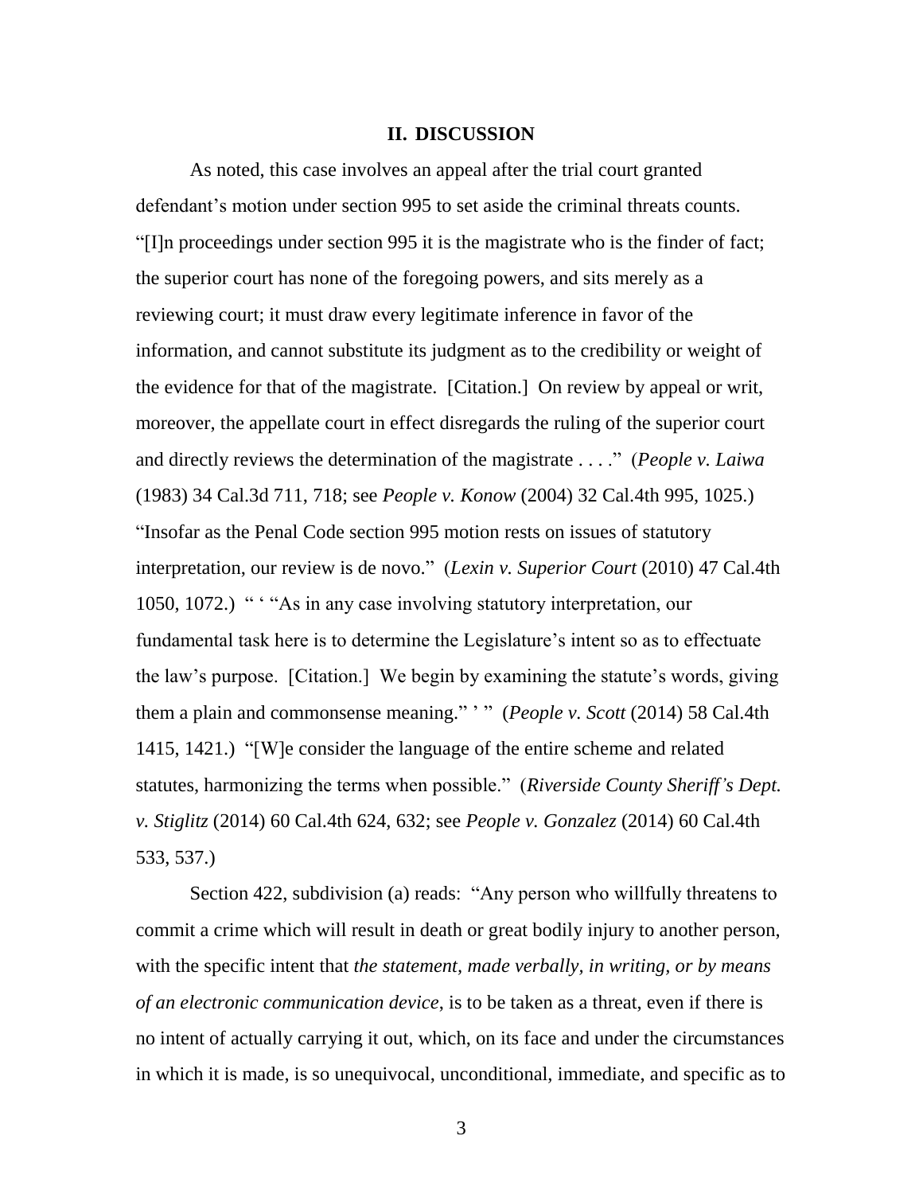## II. DISCUSSION

As noted, this case involves an appeal after the trial court granted defendant's motion under section 995 to set aside the criminal threats counts. "[I]n proceedings under section 995 it is the magistrate who is the finder of fact; the superior court has none of the foregoing powers, and sits merely as a reviewing court; it must draw every legitimate inference in favor of the information, and cannot substitute its judgment as to the credibility or weight of the evidence for that of the magistrate. [Citation.] On review by appeal or writ, moreover, the appellate court in effect disregards the ruling of the superior court and directly reviews the determination of the magistrate . . . ." (*People v. Laiwa* (1983) 34 Cal.3d 711, 718; see *People v. Konow* (2004) 32 Cal.4th 995, 1025.) "Insofar as the Penal Code section 995 motion rests on issues of statutory interpretation, our review is de novo." (*Lexin v. Superior Court* (2010) 47 Cal.4th 1050, 1072.) " ' "As in any case involving statutory interpretation, our fundamental task here is to determine the Legislature's intent so as to effectuate the law's purpose. [Citation.] We begin by examining the statute's words, giving them a plain and commonsense meaning." ' " (*People v. Scott* (2014) 58 Cal.4th 1415, 1421.) "[W]e consider the language of the entire scheme and related statutes, harmonizing the terms when possible." (*Riverside County Sheriff's Dept. v. Stiglitz* (2014) 60 Cal.4th 624, 632; see *People v. Gonzalez* (2014) 60 Cal.4th 533, 537.)

Section 422, subdivision (a) reads: "Any person who willfully threatens to commit a crime which will result in death or great bodily injury to another person, with the specific intent that *the statement, made verbally, in writing, or by means of an electronic communication device*, is to be taken as a threat, even if there is no intent of actually carrying it out, which, on its face and under the circumstances in which it is made, is so unequivocal, unconditional, immediate, and specific as to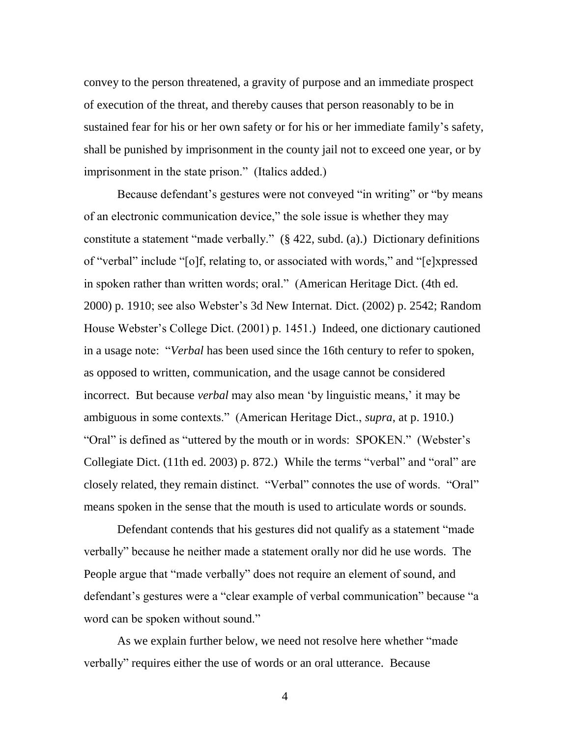convey to the person threatened, a gravity of purpose and an immediate prospect of execution of the threat, and thereby causes that person reasonably to be in sustained fear for his or her own safety or for his or her immediate family's safety, shall be punished by imprisonment in the county jail not to exceed one year, or by imprisonment in the state prison." (Italics added.)

Because defendant's gestures were not conveyed "in writing" or "by means of an electronic communication device," the sole issue is whether they may constitute a statement "made verbally." (§ 422, subd. (a).) Dictionary definitions of "verbal" include "[o]f, relating to, or associated with words," and "[e]xpressed in spoken rather than written words; oral." (American Heritage Dict. (4th ed. 2000) p. 1910; see also Webster's 3d New Internat. Dict. (2002) p. 2542; Random House Webster's College Dict. (2001) p. 1451.) Indeed, one dictionary cautioned in a usage note: "*Verbal* has been used since the 16th century to refer to spoken, as opposed to written, communication, and the usage cannot be considered incorrect. But because *verbal* may also mean 'by linguistic means,' it may be ambiguous in some contexts." (American Heritage Dict., *supra*, at p. 1910.) "Oral" is defined as "uttered by the mouth or in words: SPOKEN." (Webster's Collegiate Dict. (11th ed. 2003) p. 872.) While the terms "verbal" and "oral" are closely related, they remain distinct. "Verbal" connotes the use of words. "Oral" means spoken in the sense that the mouth is used to articulate words or sounds.

Defendant contends that his gestures did not qualify as a statement "made verbally" because he neither made a statement orally nor did he use words. The People argue that "made verbally" does not require an element of sound, and defendant's gestures were a "clear example of verbal communication" because "a word can be spoken without sound."

As we explain further below, we need not resolve here whether "made verbally" requires either the use of words or an oral utterance. Because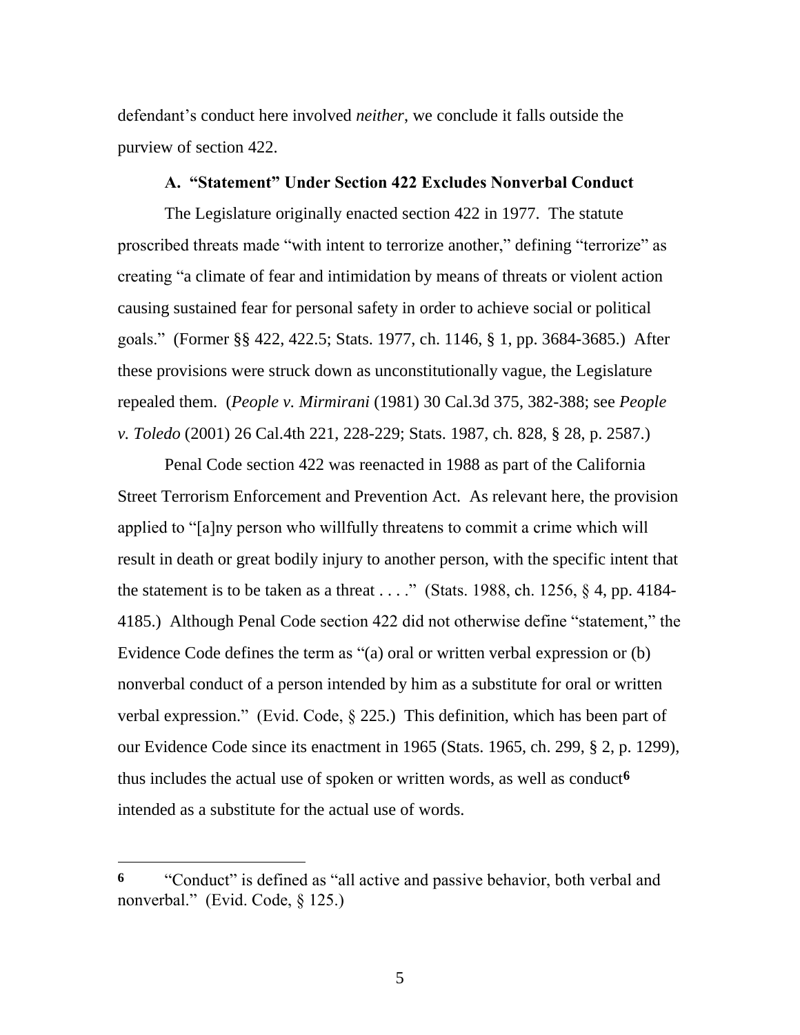defendant's conduct here involved *neither*, we conclude it falls outside the purview of section 422.

### A. "Statement" Under Section 422 Excludes Nonverbal Conduct

The Legislature originally enacted section 422 in 1977. The statute proscribed threats made "with intent to terrorize another," defining "terrorize" as creating "a climate of fear and intimidation by means of threats or violent action causing sustained fear for personal safety in order to achieve social or political goals." (Former §§ 422, 422.5; Stats. 1977, ch. 1146, § 1, pp. 3684-3685.) After these provisions were struck down as unconstitutionally vague, the Legislature repealed them. (*People v. Mirmirani* (1981) 30 Cal.3d 375, 382-388; see *People v. Toledo* (2001) 26 Cal.4th 221, 228-229; Stats. 1987, ch. 828, § 28, p. 2587.)

Penal Code section 422 was reenacted in 1988 as part of the California Street Terrorism Enforcement and Prevention Act. As relevant here, the provision applied to "[a]ny person who willfully threatens to commit a crime which will result in death or great bodily injury to another person, with the specific intent that the statement is to be taken as a threat . . . ." (Stats. 1988, ch. 1256, § 4, pp. 4184-4185.) Although Penal Code section 422 did not otherwise define "statement," the Evidence Code defines the term as "(a) oral or written verbal expression or (b) nonverbal conduct of a person intended by him as a substitute for oral or written verbal expression." (Evid. Code, § 225.) This definition, which has been part of our Evidence Code since its enactment in 1965 (Stats. 1965, ch. 299, § 2, p. 1299), thus includes the actual use of spoken or written words, as well as conduct[6] intended as a substitute for the actual use of words.

---

**6** "Conduct" is defined as "all active and passive behavior, both verbal and nonverbal." (Evid. Code, § 125.)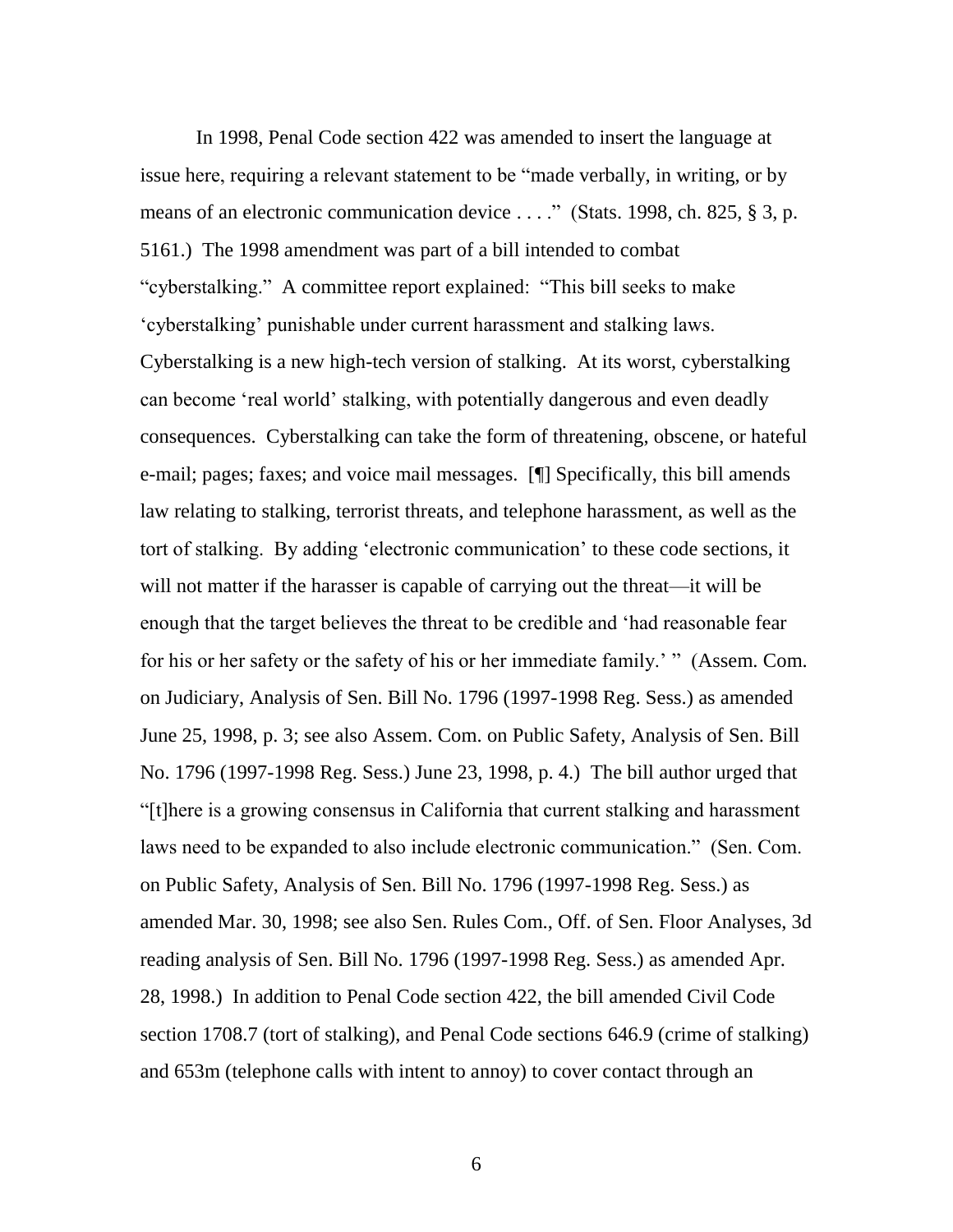In 1998, Penal Code section 422 was amended to insert the language at issue here, requiring a relevant statement to be "made verbally, in writing, or by means of an electronic communication device . . . ." (Stats. 1998, ch. 825, § 3, p. 5161.) The 1998 amendment was part of a bill intended to combat "cyberstalking." A committee report explained: "This bill seeks to make 'cyberstalking' punishable under current harassment and stalking laws. Cyberstalking is a new high-tech version of stalking. At its worst, cyberstalking can become 'real world' stalking, with potentially dangerous and even deadly consequences. Cyberstalking can take the form of threatening, obscene, or hateful e-mail; pages; faxes; and voice mail messages. [¶] Specifically, this bill amends law relating to stalking, terrorist threats, and telephone harassment, as well as the tort of stalking. By adding 'electronic communication' to these code sections, it will not matter if the harasser is capable of carrying out the threat—it will be enough that the target believes the threat to be credible and 'had reasonable fear for his or her safety or the safety of his or her immediate family.' " (Assem. Com. on Judiciary, Analysis of Sen. Bill No. 1796 (1997-1998 Reg. Sess.) as amended June 25, 1998, p. 3; see also Assem. Com. on Public Safety, Analysis of Sen. Bill No. 1796 (1997-1998 Reg. Sess.) June 23, 1998, p. 4.) The bill author urged that "[t]here is a growing consensus in California that current stalking and harassment laws need to be expanded to also include electronic communication." (Sen. Com. on Public Safety, Analysis of Sen. Bill No. 1796 (1997-1998 Reg. Sess.) as amended Mar. 30, 1998; see also Sen. Rules Com., Off. of Sen. Floor Analyses, 3d reading analysis of Sen. Bill No. 1796 (1997-1998 Reg. Sess.) as amended Apr. 28, 1998.) In addition to Penal Code section 422, the bill amended Civil Code section 1708.7 (tort of stalking), and Penal Code sections 646.9 (crime of stalking) and 653m (telephone calls with intent to annoy) to cover contact through an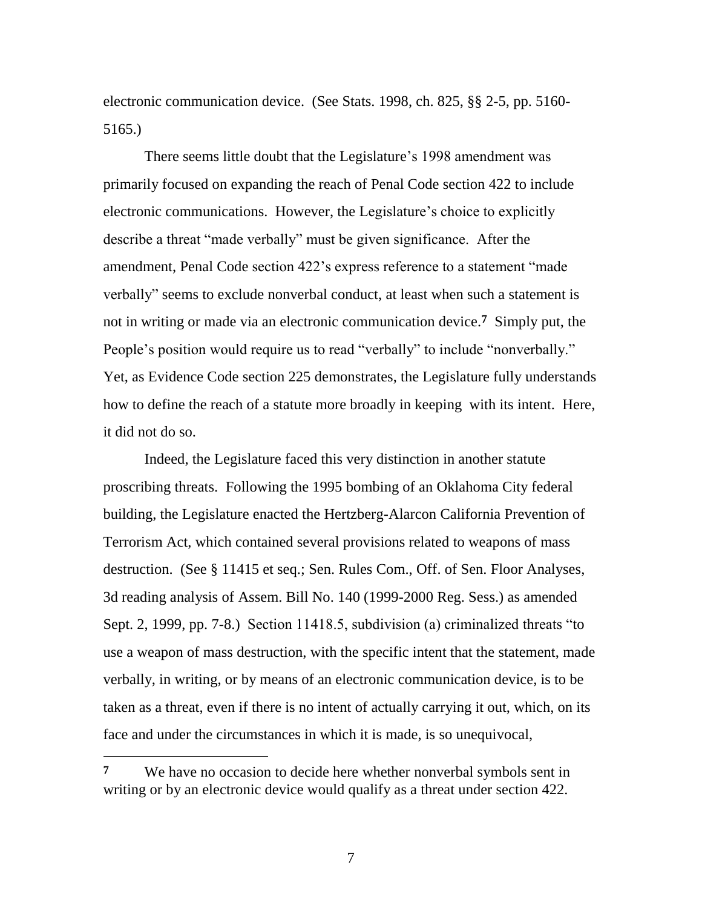electronic communication device. (See Stats. 1998, ch. 825, §§ 2-5, pp. 5160-5165.)

There seems little doubt that the Legislature's 1998 amendment was primarily focused on expanding the reach of Penal Code section 422 to include electronic communications. However, the Legislature's choice to explicitly describe a threat "made verbally" must be given significance. After the amendment, Penal Code section 422's express reference to a statement "made verbally" seems to exclude nonverbal conduct, at least when such a statement is not in writing or made via an electronic communication device.[7] Simply put, the People's position would require us to read "verbally" to include "nonverbally." Yet, as Evidence Code section 225 demonstrates, the Legislature fully understands how to define the reach of a statute more broadly in keeping with its intent. Here, it did not do so.

Indeed, the Legislature faced this very distinction in another statute proscribing threats. Following the 1995 bombing of an Oklahoma City federal building, the Legislature enacted the Hertzberg-Alarcon California Prevention of Terrorism Act, which contained several provisions related to weapons of mass destruction. (See § 11415 et seq.; Sen. Rules Com., Off. of Sen. Floor Analyses, 3d reading analysis of Assem. Bill No. 140 (1999-2000 Reg. Sess.) as amended Sept. 2, 1999, pp. 7-8.) Section 11418.5, subdivision (a) criminalized threats "to use a weapon of mass destruction, with the specific intent that the statement, made verbally, in writing, or by means of an electronic communication device, is to be taken as a threat, even if there is no intent of actually carrying it out, which, on its face and under the circumstances in which it is made, is so unequivocal,

---

[7] We have no occasion to decide here whether nonverbal symbols sent in writing or by an electronic device would qualify as a threat under section 422.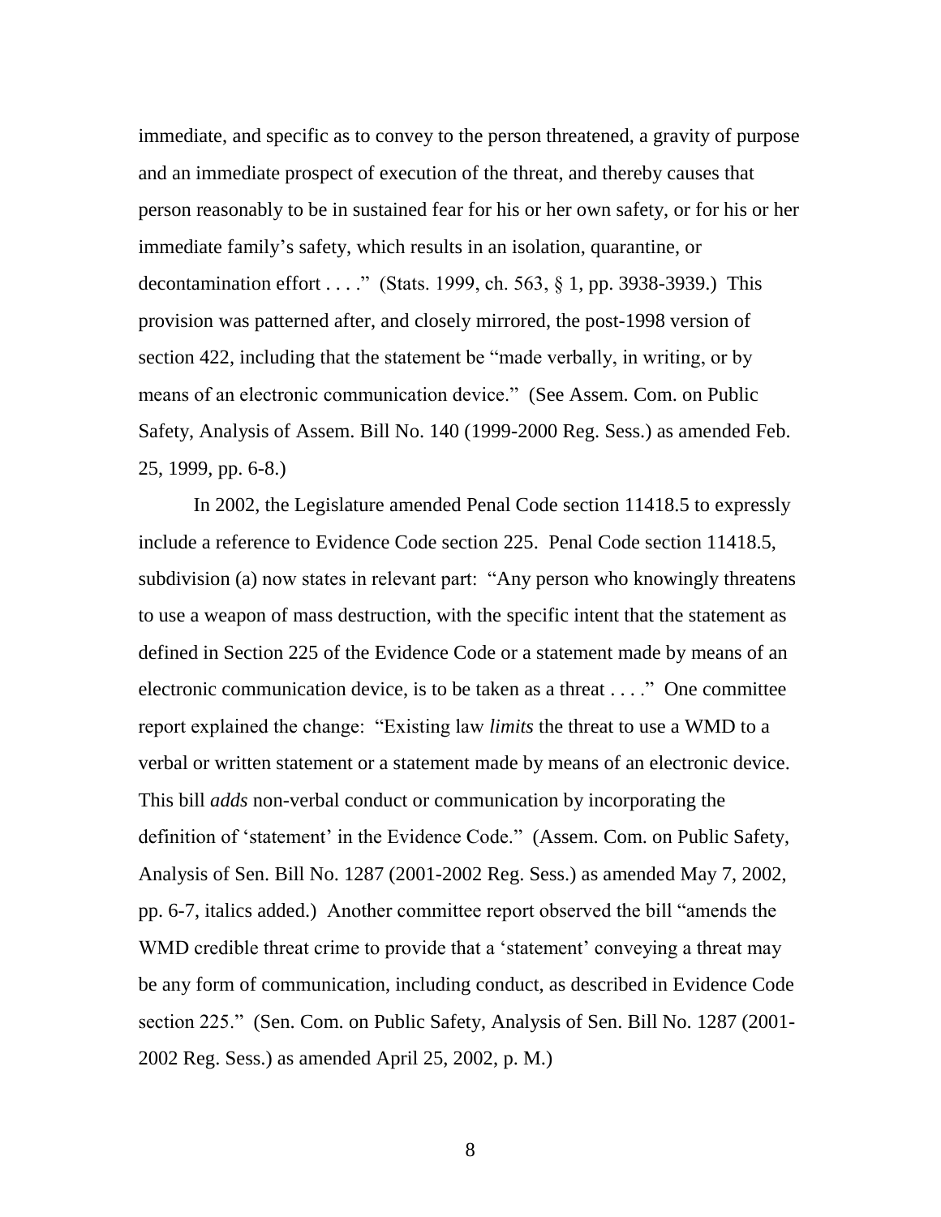immediate, and specific as to convey to the person threatened, a gravity of purpose and an immediate prospect of execution of the threat, and thereby causes that person reasonably to be in sustained fear for his or her own safety, or for his or her immediate family's safety, which results in an isolation, quarantine, or decontamination effort . . . ." (Stats. 1999, ch. 563, § 1, pp. 3938-3939.) This provision was patterned after, and closely mirrored, the post-1998 version of section 422, including that the statement be "made verbally, in writing, or by means of an electronic communication device." (See Assem. Com. on Public Safety, Analysis of Assem. Bill No. 140 (1999-2000 Reg. Sess.) as amended Feb. 25, 1999, pp. 6-8.)

In 2002, the Legislature amended Penal Code section 11418.5 to expressly include a reference to Evidence Code section 225. Penal Code section 11418.5, subdivision (a) now states in relevant part: "Any person who knowingly threatens to use a weapon of mass destruction, with the specific intent that the statement as defined in Section 225 of the Evidence Code or a statement made by means of an electronic communication device, is to be taken as a threat . . . ." One committee report explained the change: "Existing law *limits* the threat to use a WMD to a verbal or written statement or a statement made by means of an electronic device. This bill *adds* non-verbal conduct or communication by incorporating the definition of 'statement' in the Evidence Code." (Assem. Com. on Public Safety, Analysis of Sen. Bill No. 1287 (2001-2002 Reg. Sess.) as amended May 7, 2002, pp. 6-7, italics added.) Another committee report observed the bill "amends the WMD credible threat crime to provide that a 'statement' conveying a threat may be any form of communication, including conduct, as described in Evidence Code section 225." (Sen. Com. on Public Safety, Analysis of Sen. Bill No. 1287 (2001-2002 Reg. Sess.) as amended April 25, 2002, p. M.)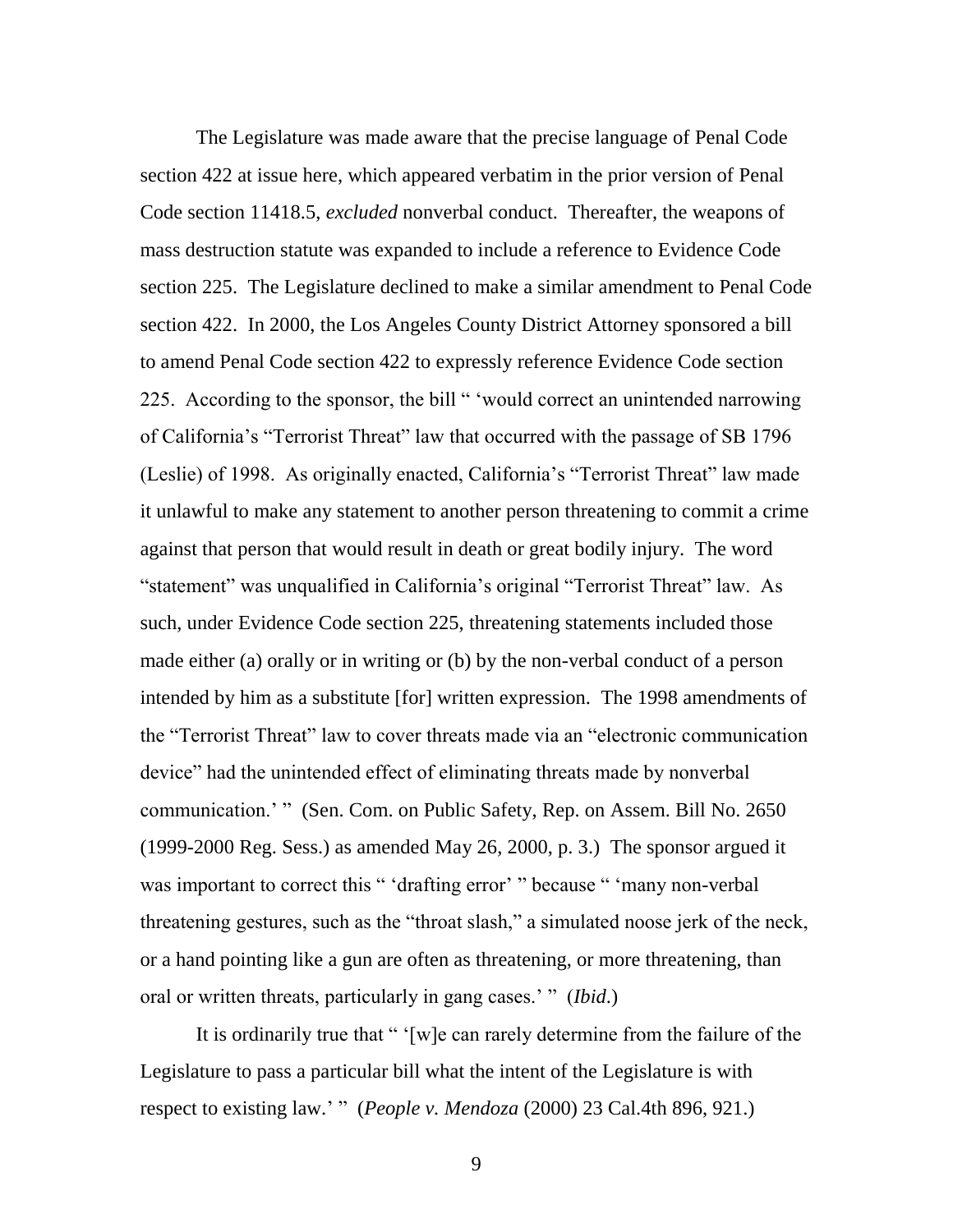The Legislature was made aware that the precise language of Penal Code section 422 at issue here, which appeared verbatim in the prior version of Penal Code section 11418.5, *excluded* nonverbal conduct. Thereafter, the weapons of mass destruction statute was expanded to include a reference to Evidence Code section 225. The Legislature declined to make a similar amendment to Penal Code section 422. In 2000, the Los Angeles County District Attorney sponsored a bill to amend Penal Code section 422 to expressly reference Evidence Code section 225. According to the sponsor, the bill " 'would correct an unintended narrowing of California's "Terrorist Threat" law that occurred with the passage of SB 1796 (Leslie) of 1998. As originally enacted, California's "Terrorist Threat" law made it unlawful to make any statement to another person threatening to commit a crime against that person that would result in death or great bodily injury. The word "statement" was unqualified in California's original "Terrorist Threat" law. As such, under Evidence Code section 225, threatening statements included those made either (a) orally or in writing or (b) by the non-verbal conduct of a person intended by him as a substitute [for] written expression. The 1998 amendments of the "Terrorist Threat" law to cover threats made via an "electronic communication device" had the unintended effect of eliminating threats made by nonverbal communication.' " (Sen. Com. on Public Safety, Rep. on Assem. Bill No. 2650 (1999-2000 Reg. Sess.) as amended May 26, 2000, p. 3.) The sponsor argued it was important to correct this " 'drafting error' " because " 'many non-verbal threatening gestures, such as the "throat slash," a simulated noose jerk of the neck, or a hand pointing like a gun are often as threatening, or more threatening, than oral or written threats, particularly in gang cases.' " (*Ibid*.)

It is ordinarily true that " '[w]e can rarely determine from the failure of the Legislature to pass a particular bill what the intent of the Legislature is with respect to existing law.' " (*People v. Mendoza* (2000) 23 Cal.4th 896, 921.)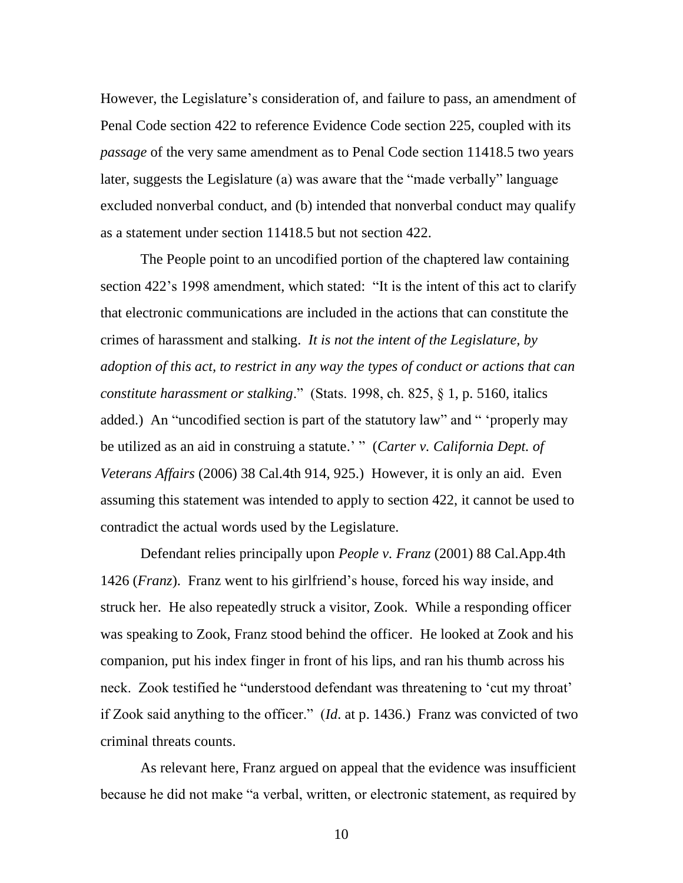However, the Legislature's consideration of, and failure to pass, an amendment of Penal Code section 422 to reference Evidence Code section 225, coupled with its *passage* of the very same amendment as to Penal Code section 11418.5 two years later, suggests the Legislature (a) was aware that the "made verbally" language excluded nonverbal conduct, and (b) intended that nonverbal conduct may qualify as a statement under section 11418.5 but not section 422.

The People point to an uncodified portion of the chaptered law containing section 422's 1998 amendment, which stated: "It is the intent of this act to clarify that electronic communications are included in the actions that can constitute the crimes of harassment and stalking. *It is not the intent of the Legislature, by adoption of this act, to restrict in any way the types of conduct or actions that can constitute harassment or stalking*." (Stats. 1998, ch. 825, § 1, p. 5160, italics added.) An "uncodified section is part of the statutory law" and " 'properly may be utilized as an aid in construing a statute.' " (*Carter v. California Dept. of Veterans Affairs* (2006) 38 Cal.4th 914, 925.) However, it is only an aid. Even assuming this statement was intended to apply to section 422, it cannot be used to contradict the actual words used by the Legislature.

Defendant relies principally upon *People v. Franz* (2001) 88 Cal.App.4th 1426 (*Franz*). Franz went to his girlfriend's house, forced his way inside, and struck her. He also repeatedly struck a visitor, Zook. While a responding officer was speaking to Zook, Franz stood behind the officer. He looked at Zook and his companion, put his index finger in front of his lips, and ran his thumb across his neck. Zook testified he "understood defendant was threatening to 'cut my throat' if Zook said anything to the officer." (*Id*. at p. 1436.) Franz was convicted of two criminal threats counts.

As relevant here, Franz argued on appeal that the evidence was insufficient because he did not make "a verbal, written, or electronic statement, as required by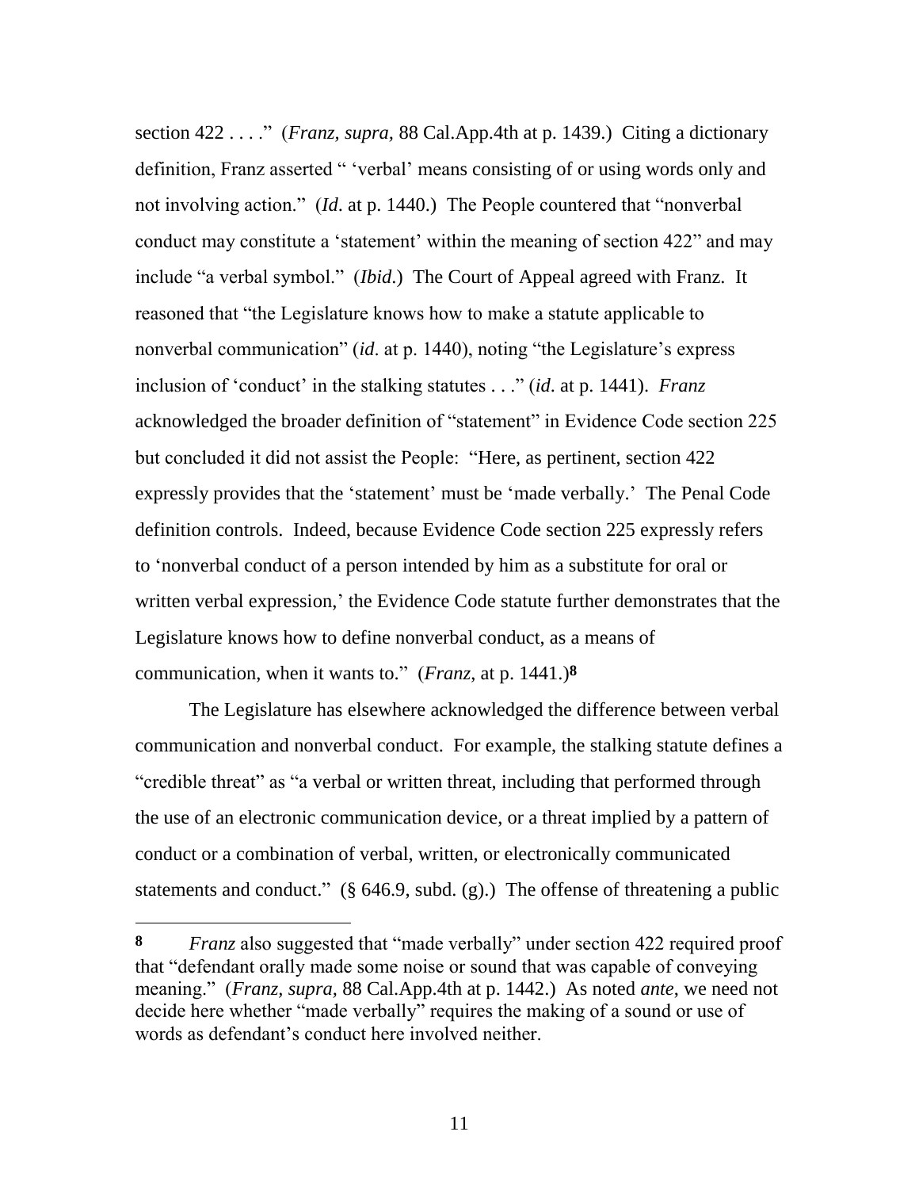section 422 . . . ." (*Franz*, *supra*, 88 Cal.App.4th at p. 1439.) Citing a dictionary definition, Franz asserted " 'verbal' means consisting of or using words only and not involving action." (*Id*. at p. 1440.) The People countered that "nonverbal conduct may constitute a 'statement' within the meaning of section 422" and may include "a verbal symbol." (*Ibid*.) The Court of Appeal agreed with Franz. It reasoned that "the Legislature knows how to make a statute applicable to nonverbal communication" (*id*. at p. 1440), noting "the Legislature's express inclusion of 'conduct' in the stalking statutes . . ." (*id*. at p. 1441). *Franz* acknowledged the broader definition of "statement" in Evidence Code section 225 but concluded it did not assist the People: "Here, as pertinent, section 422 expressly provides that the 'statement' must be 'made verbally.' The Penal Code definition controls. Indeed, because Evidence Code section 225 expressly refers to 'nonverbal conduct of a person intended by him as a substitute for oral or written verbal expression,' the Evidence Code statute further demonstrates that the Legislature knows how to define nonverbal conduct, as a means of communication, when it wants to." (*Franz*, at p. 1441.)[8]

The Legislature has elsewhere acknowledged the difference between verbal communication and nonverbal conduct. For example, the stalking statute defines a "credible threat" as "a verbal or written threat, including that performed through the use of an electronic communication device, or a threat implied by a pattern of conduct or a combination of verbal, written, or electronically communicated statements and conduct." (§ 646.9, subd. (g).) The offense of threatening a public

---

**8** *Franz* also suggested that "made verbally" under section 422 required proof that "defendant orally made some noise or sound that was capable of conveying meaning." (*Franz*, *supra*, 88 Cal.App.4th at p. 1442.) As noted *ante*, we need not decide here whether "made verbally" requires the making of a sound or use of words as defendant's conduct here involved neither.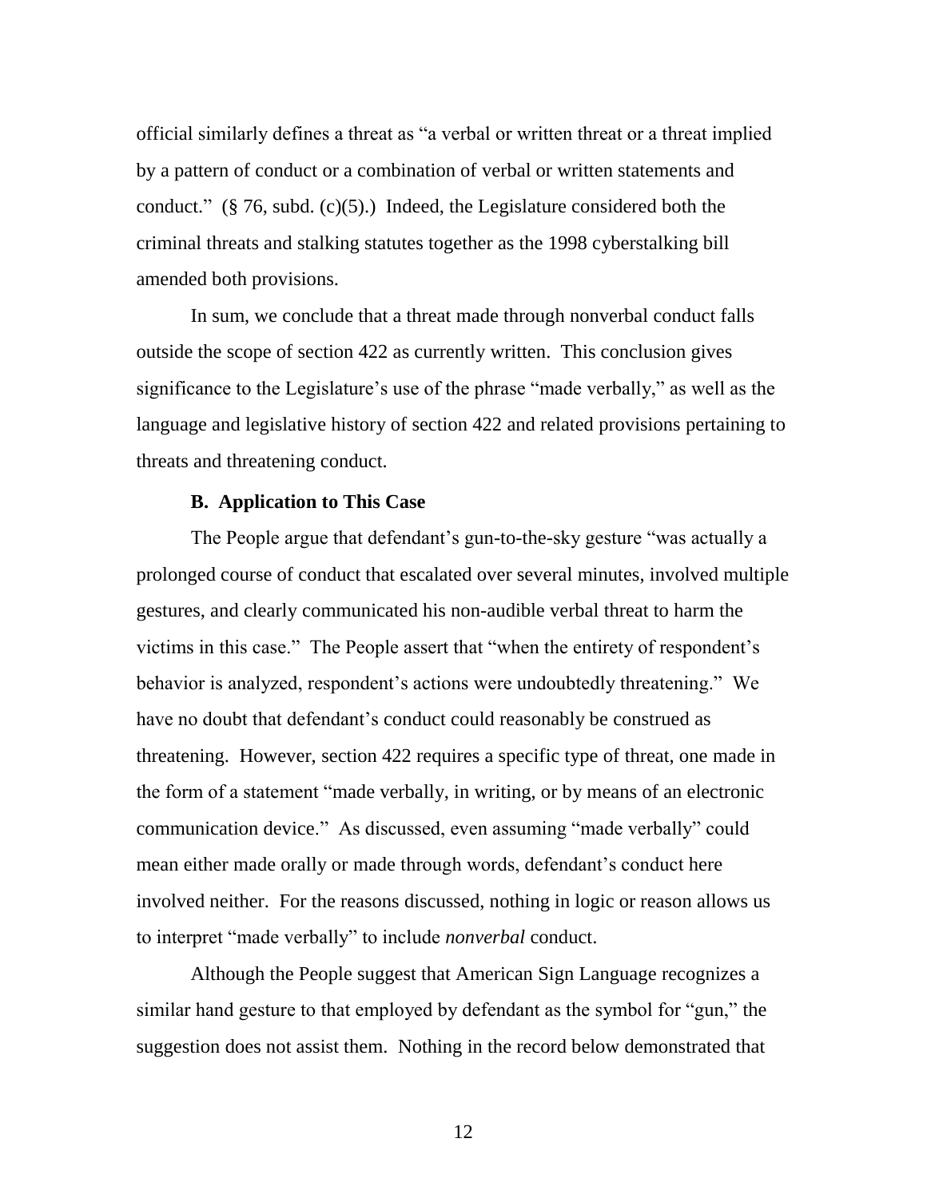official similarly defines a threat as "a verbal or written threat or a threat implied by a pattern of conduct or a combination of verbal or written statements and conduct." (§ 76, subd. (c)(5).) Indeed, the Legislature considered both the criminal threats and stalking statutes together as the 1998 cyberstalking bill amended both provisions.

In sum, we conclude that a threat made through nonverbal conduct falls outside the scope of section 422 as currently written. This conclusion gives significance to the Legislature's use of the phrase "made verbally," as well as the language and legislative history of section 422 and related provisions pertaining to threats and threatening conduct.

### B. Application to This Case

The People argue that defendant's gun-to-the-sky gesture "was actually a prolonged course of conduct that escalated over several minutes, involved multiple gestures, and clearly communicated his non-audible verbal threat to harm the victims in this case." The People assert that "when the entirety of respondent's behavior is analyzed, respondent's actions were undoubtedly threatening." We have no doubt that defendant's conduct could reasonably be construed as threatening. However, section 422 requires a specific type of threat, one made in the form of a statement "made verbally, in writing, or by means of an electronic communication device." As discussed, even assuming "made verbally" could mean either made orally or made through words, defendant's conduct here involved neither. For the reasons discussed, nothing in logic or reason allows us to interpret "made verbally" to include *nonverbal* conduct.

Although the People suggest that American Sign Language recognizes a similar hand gesture to that employed by defendant as the symbol for "gun," the suggestion does not assist them. Nothing in the record below demonstrated that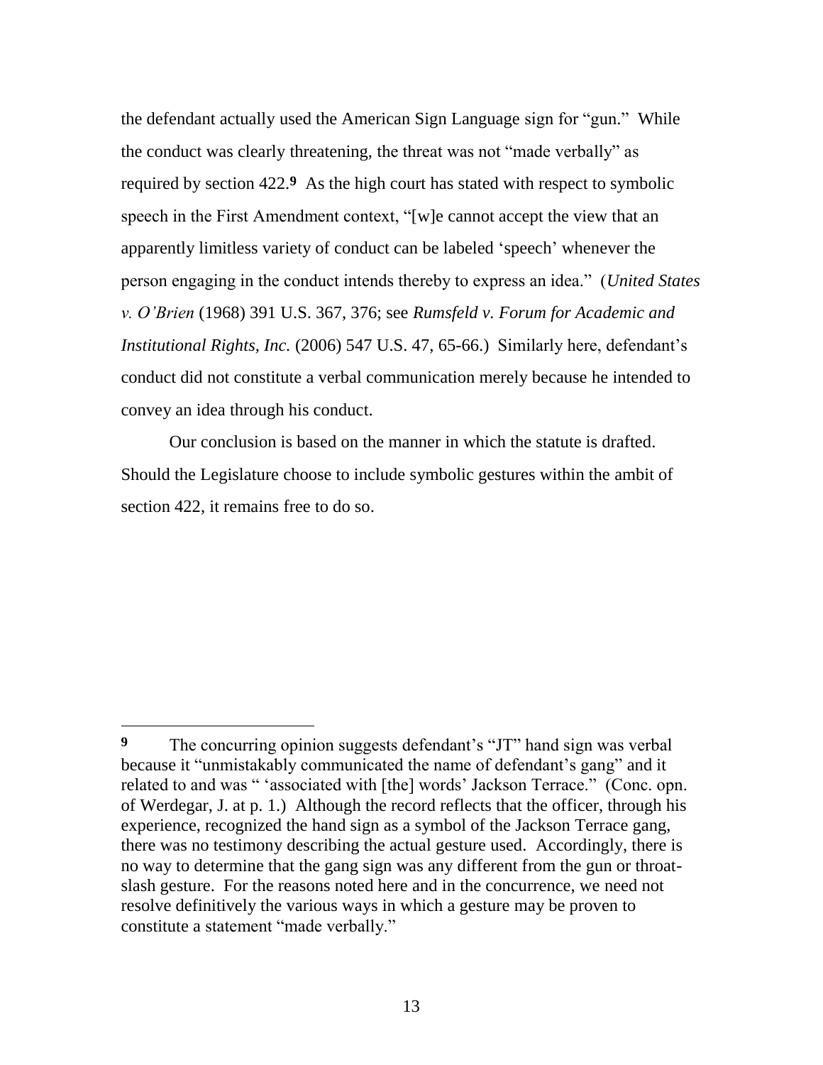the defendant actually used the American Sign Language sign for "gun." While the conduct was clearly threatening, the threat was not "made verbally" as required by section 422.[9] As the high court has stated with respect to symbolic speech in the First Amendment context, "[w]e cannot accept the view that an apparently limitless variety of conduct can be labeled 'speech' whenever the person engaging in the conduct intends thereby to express an idea." (*United States v. O'Brien* (1968) 391 U.S. 367, 376; see *Rumsfeld v. Forum for Academic and Institutional Rights, Inc.* (2006) 547 U.S. 47, 65-66.) Similarly here, defendant's conduct did not constitute a verbal communication merely because he intended to convey an idea through his conduct.

Our conclusion is based on the manner in which the statute is drafted. Should the Legislature choose to include symbolic gestures within the ambit of section 422, it remains free to do so.

---

[9] The concurring opinion suggests defendant's "JT" hand sign was verbal because it "unmistakably communicated the name of defendant's gang" and it related to and was " 'associated with [the] words' Jackson Terrace." (Conc. opn. of Werdegar, J. at p. 1.) Although the record reflects that the officer, through his experience, recognized the hand sign as a symbol of the Jackson Terrace gang, there was no testimony describing the actual gesture used. Accordingly, there is no way to determine that the gang sign was any different from the gun or throat-slash gesture. For the reasons noted here and in the concurrence, we need not resolve definitively the various ways in which a gesture may be proven to constitute a statement "made verbally."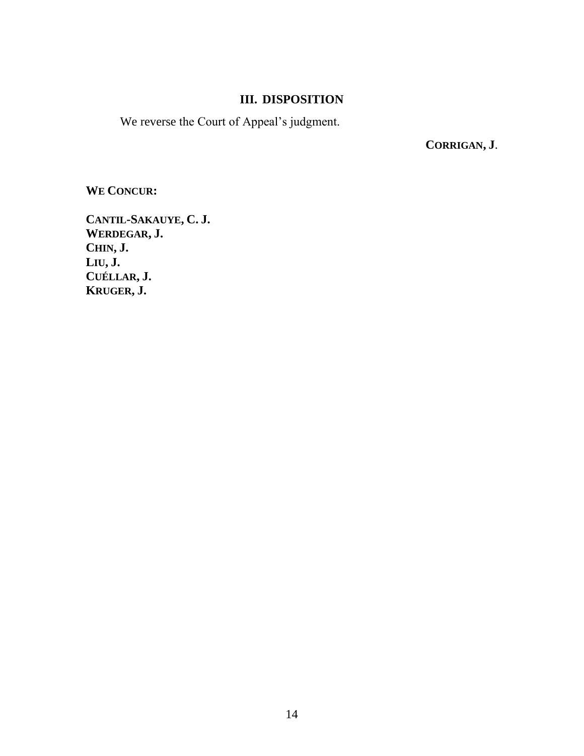## III. DISPOSITION

We reverse the Court of Appeal's judgment.

**CORRIGAN, J**.

**WE CONCUR:**

**CANTIL-SAKAUYE, C. J.**
**WERDEGAR, J.**
**CHIN, J.**
**LIU, J.**
**CUÉLLAR, J.**
**KRUGER, J.**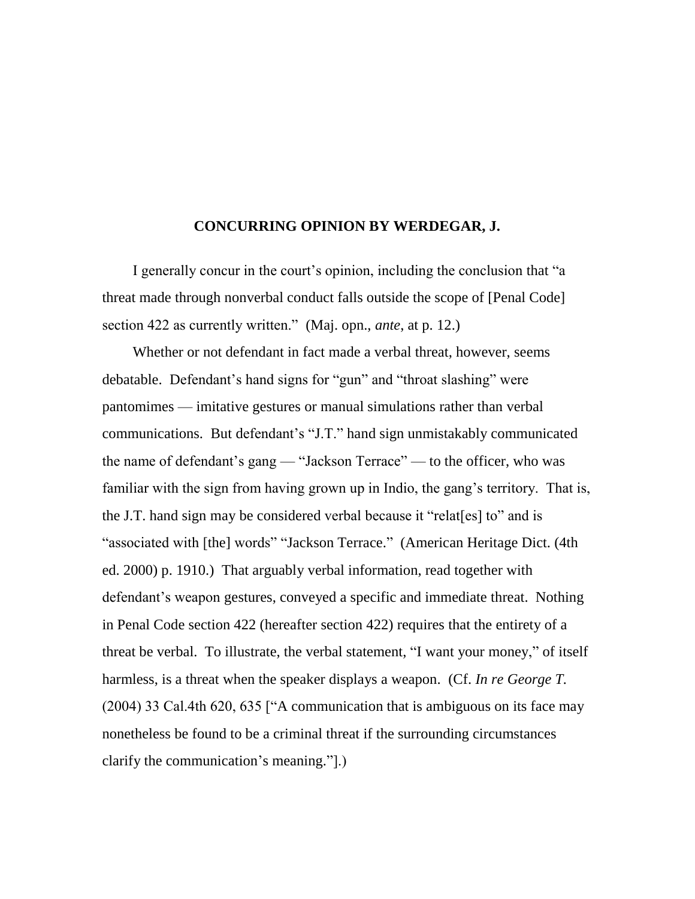## CONCURRING OPINION BY WERDEGAR, J.

I generally concur in the court's opinion, including the conclusion that "a threat made through nonverbal conduct falls outside the scope of [Penal Code] section 422 as currently written." (Maj. opn., *ante*, at p. 12.)

Whether or not defendant in fact made a verbal threat, however, seems debatable. Defendant's hand signs for "gun" and "throat slashing" were pantomimes — imitative gestures or manual simulations rather than verbal communications. But defendant's "J.T." hand sign unmistakably communicated the name of defendant's gang — "Jackson Terrace" — to the officer, who was familiar with the sign from having grown up in Indio, the gang's territory. That is, the J.T. hand sign may be considered verbal because it "relat[es] to" and is "associated with [the] words" "Jackson Terrace." (American Heritage Dict. (4th ed. 2000) p. 1910.) That arguably verbal information, read together with defendant's weapon gestures, conveyed a specific and immediate threat. Nothing in Penal Code section 422 (hereafter section 422) requires that the entirety of a threat be verbal. To illustrate, the verbal statement, "I want your money," of itself harmless, is a threat when the speaker displays a weapon. (Cf. *In re George T.* (2004) 33 Cal.4th 620, 635 ["A communication that is ambiguous on its face may nonetheless be found to be a criminal threat if the surrounding circumstances clarify the communication's meaning."].)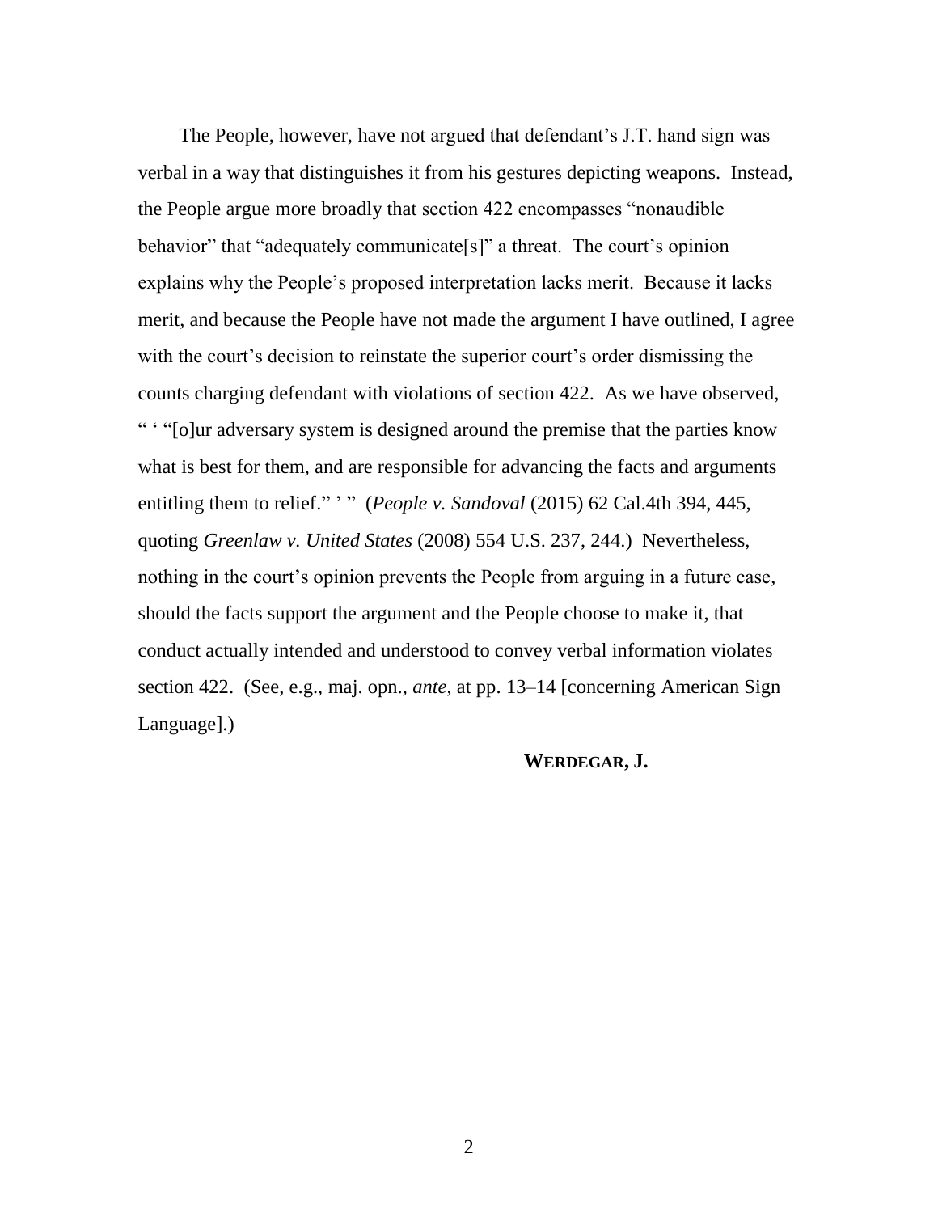The People, however, have not argued that defendant's J.T. hand sign was verbal in a way that distinguishes it from his gestures depicting weapons. Instead, the People argue more broadly that section 422 encompasses "nonaudible behavior" that "adequately communicate[s]" a threat. The court's opinion explains why the People's proposed interpretation lacks merit. Because it lacks merit, and because the People have not made the argument I have outlined, I agree with the court's decision to reinstate the superior court's order dismissing the counts charging defendant with violations of section 422. As we have observed, " ' "[o]ur adversary system is designed around the premise that the parties know what is best for them, and are responsible for advancing the facts and arguments entitling them to relief." ' " (*People v. Sandoval* (2015) 62 Cal.4th 394, 445, quoting *Greenlaw v. United States* (2008) 554 U.S. 237, 244.) Nevertheless, nothing in the court's opinion prevents the People from arguing in a future case, should the facts support the argument and the People choose to make it, that conduct actually intended and understood to convey verbal information violates section 422. (See, e.g., maj. opn., *ante*, at pp. 13–14 [concerning American Sign Language].)

**WERDEGAR, J.**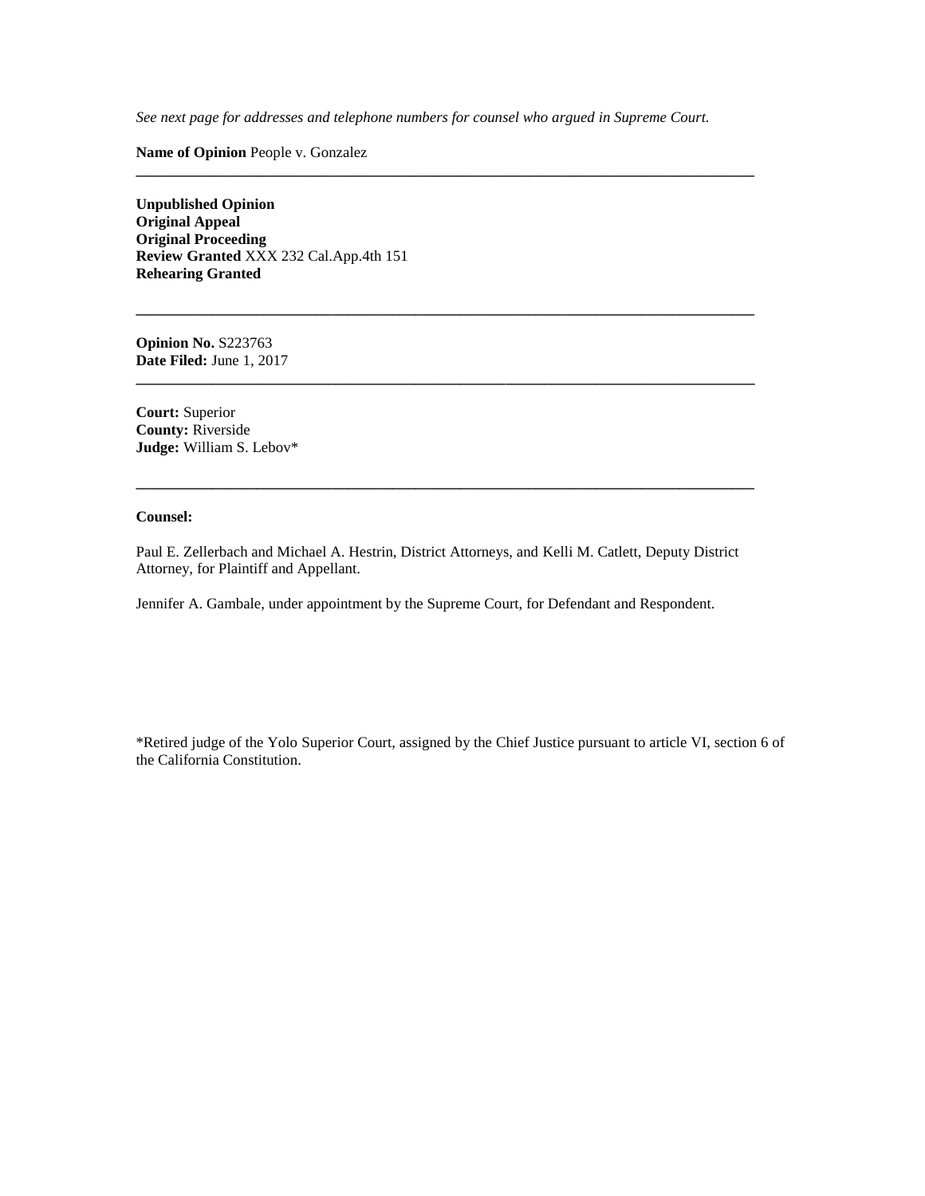*See next page for addresses and telephone numbers for counsel who argued in Supreme Court.*

**Name of Opinion** People v. Gonzalez

---

**Unpublished Opinion**
**Original Appeal**
**Original Proceeding**
**Review Granted** XXX 232 Cal.App.4th 151
**Rehearing Granted**

---

**Opinion No.** S223763
**Date Filed:** June 1, 2017

---

**Court:** Superior
**County:** Riverside
**Judge:** William S. Lebov*

---

**Counsel:**

Paul E. Zellerbach and Michael A. Hestrin, District Attorneys, and Kelli M. Catlett, Deputy District Attorney, for Plaintiff and Appellant.

Jennifer A. Gambale, under appointment by the Supreme Court, for Defendant and Respondent.

*Retired judge of the Yolo Superior Court, assigned by the Chief Justice pursuant to article VI, section 6 of the California Constitution.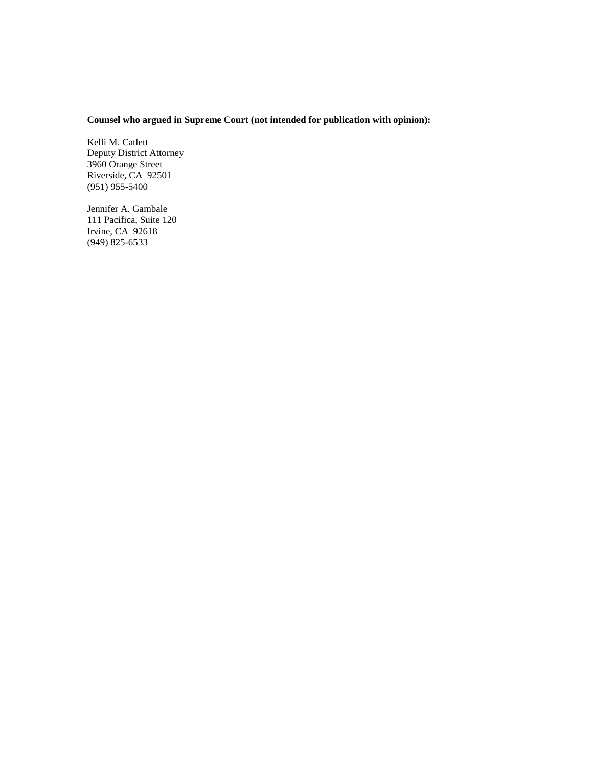**Counsel who argued in Supreme Court (not intended for publication with opinion):**

Kelli M. Catlett
Deputy District Attorney
3960 Orange Street
Riverside, CA 92501
(951) 955-5400

Jennifer A. Gambale
111 Pacifica, Suite 120
Irvine, CA 92618
(949) 825-6533